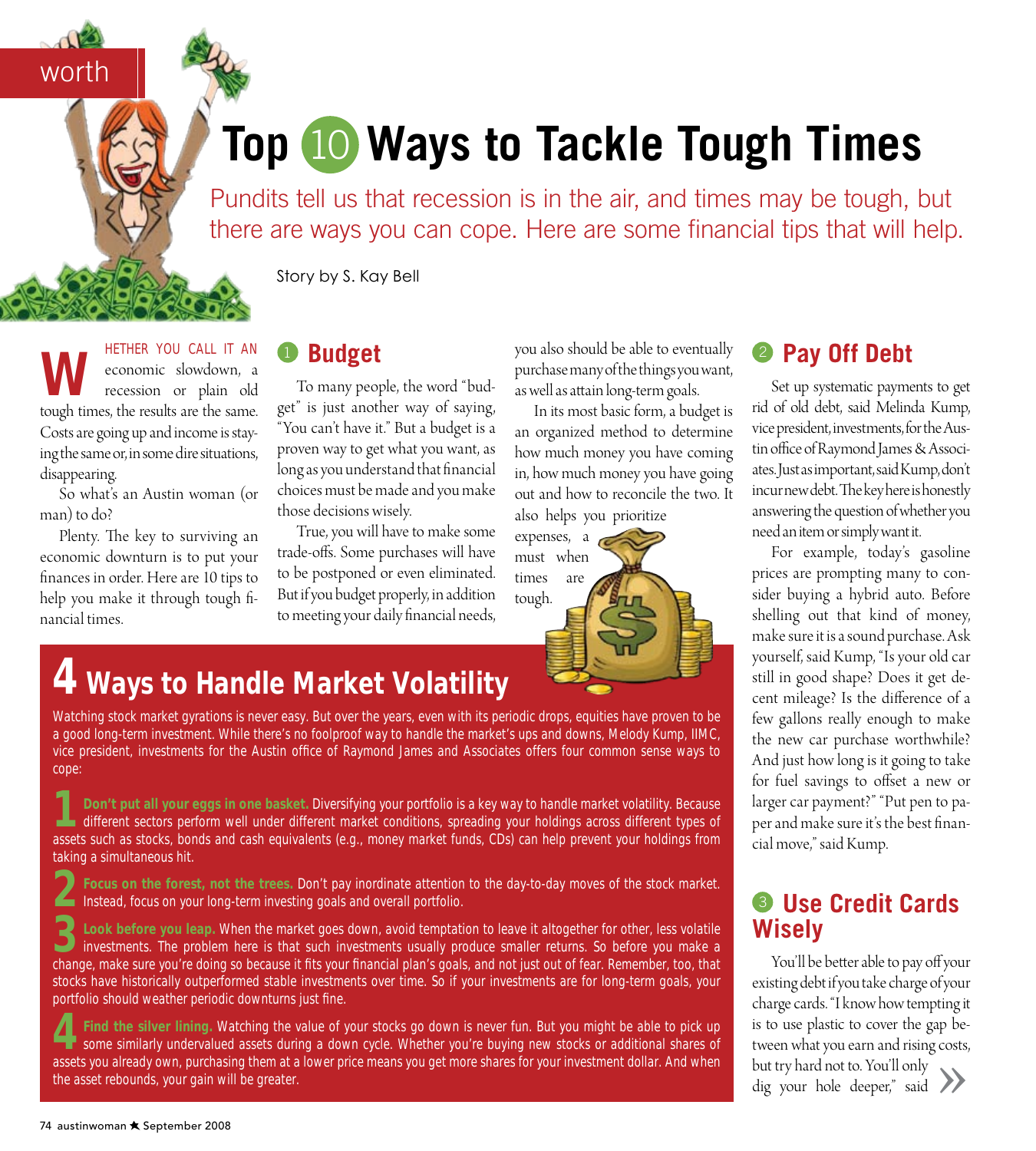worth

# Top 10 Ways to Tackle Tough Times

Pundits tell us that recession is in the air, and times may be tough, but there are ways you can cope. Here are some financial tips that will help.

Story by S. Kay Bell

WHETHER YOU CALL IT AN economic slowdown, a recession or plain old tough times, the results are the same. Costs are going up and income is staying the same or, in some dire situations, disappearing.

So what's an Austin woman (or man) to do?

Plenty. The key to surviving an economic downturn is to put your finances in order. Here are 10 tips to help you make it through tough financial times.

## 1 Budget

To many people, the word "budget" is just another way of saying, "You can't have it." But a budget is a proven way to get what you want, as long as you understand that financial choices must be made and you make those decisions wisely.

True, you will have to make some trade-offs. Some purchases will have to be postponed or even eliminated. But if you budget properly, in addition to meeting your daily financial needs, you also should be able to eventually purchase many of the things you want, as well as attain long-term goals.

In its most basic form, a budget is an organized method to determine how much money you have coming in, how much money you have going out and how to reconcile the two. It also helps you prioritize expenses, a must when times are tough.

## 2 Pay Off Debt

Set up systematic payments to get rid of old debt, said Melinda Kump, vice president, investments, for the Austin office of Raymond James & Associates. Just as important, said Kump, don't incur new debt. The key here is honestly answering the question of whether you need an item or simply want it.

For example, today's gasoline prices are prompting many to consider buying a hybrid auto. Before shelling out that kind of money, make sure it is a sound purchase. Ask yourself, said Kump, "Is your old car still in good shape? Does it get decent mileage? Is the difference of a few gallons really enough to make the new car purchase worthwhile? And just how long is it going to take for fuel savings to offset a new or larger car payment?" "Put pen to paper and make sure it's the best financial move," said Kump.

## 3 Use Credit Cards Wisely

You'll be better able to pay off your existing debt if you take charge of your charge cards. "I know how tempting it is to use plastic to cover the gap between what you earn and rising costs, but try hard not to. You'll only dig your hole deeper," said »

## 4 Ways to Handle Market Volatility

Watching stock market gyrations is never easy. But over the years, even with its periodic drops, equities have proven to be a good long-term investment. While there's no foolproof way to handle the market's ups and downs, Melody Kump, IIMC, vice president, investments for the Austin office of Raymond James and Associates offers four common sense ways to cope:

**1 Don't put all your eggs in one basket.** Diversifying your portfolio is a key way to handle market volatility. Because different sectors perform well under different market conditions, spreading your holdings across different types of assets such as stocks, bonds and cash equivalents (e.g., money market funds, CDs) can help prevent your holdings from taking a simultaneous hit.

**2 Focus on the forest, not the trees.** Don't pay inordinate attention to the day-to-day moves of the stock market. Instead, focus on your long-term investing goals and overall portfolio.

**3 Look before you leap.** When the market goes down, avoid temptation to leave it altogether for other, less volatile investments. The problem here is that such investments usually produce smaller returns. So before you make a change, make sure you're doing so because it fits your financial plan's goals, and not just out of fear. Remember, too, that stocks have historically outperformed stable investments over time. So if your investments are for long-term goals, your portfolio should weather periodic downturns just fine.

**4 Find the silver lining.** Watching the value of your stocks go down is never fun. But you might be able to pick up some similarly undervalued assets during a down cycle. Whether you're buying new stocks or additional shares of assets you already own, purchasing them at a lower price means you get more shares for your investment dollar. And when the asset rebounds, your gain will be greater.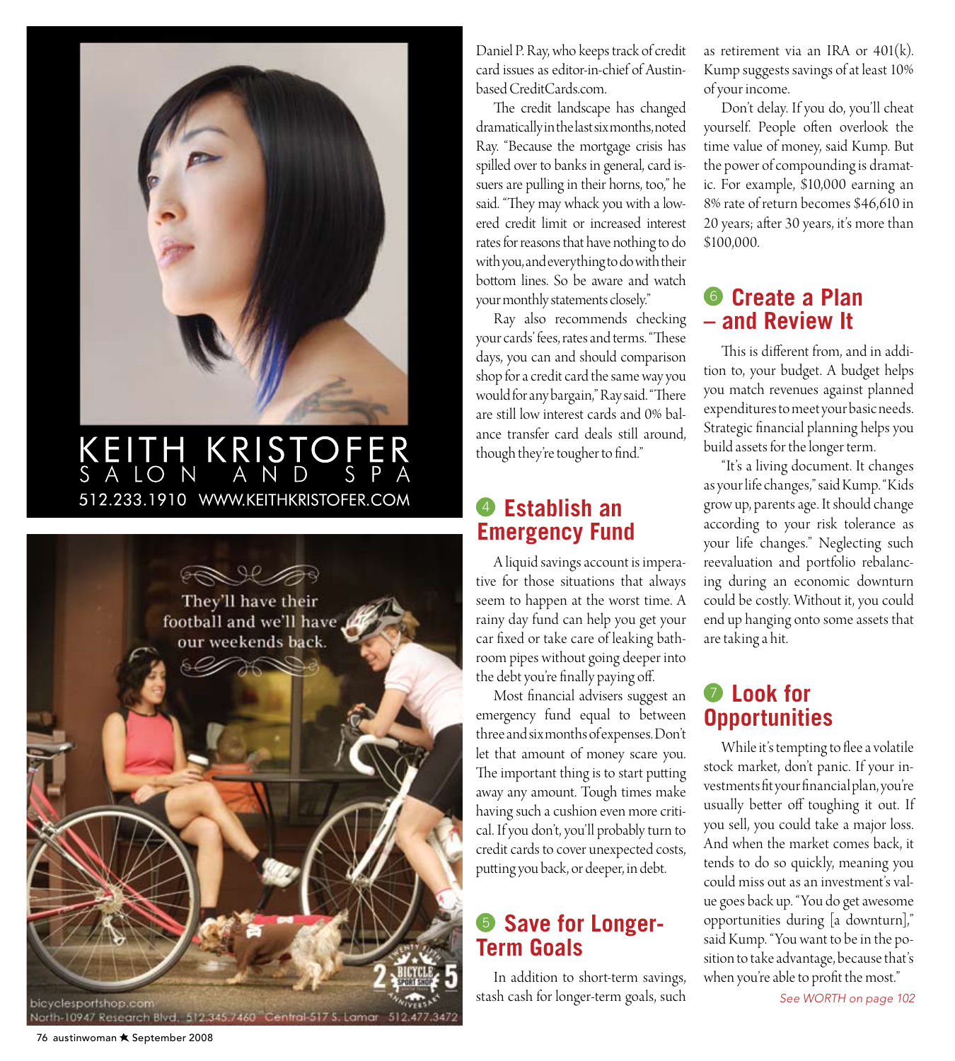Daniel P. Ray, who keeps track of credit card issues as editor-in-chief of Austin-based CreditCards.com.

The credit landscape has changed dramatically in the last six months, noted Ray. "Because the mortgage crisis has spilled over to banks in general, card issuers are pulling in their horns, too," he said. "They may whack you with a lowered credit limit or increased interest rates for reasons that have nothing to do with you, and everything to do with their bottom lines. So be aware and watch your monthly statements closely."

Ray also recommends checking your cards' fees, rates and terms. "These days, you can and should comparison shop for a credit card the same way you would for any bargain," Ray said. "There are still low interest cards and 0% balance transfer card deals still around, though they're tougher to find."

## 4 Establish an Emergency Fund

A liquid savings account is imperative for those situations that always seem to happen at the worst time. A rainy day fund can help you get your car fixed or take care of leaking bathroom pipes without going deeper into the debt you're finally paying off.

Most financial advisers suggest an emergency fund equal to between three and six months of expenses. Don't let that amount of money scare you. The important thing is to start putting away any amount. Tough times make having such a cushion even more critical. If you don't, you'll probably turn to credit cards to cover unexpected costs, putting you back, or deeper, in debt.

## 5 Save for Longer-Term Goals

In addition to short-term savings, stash cash for longer-term goals, such as retirement via an IRA or 401(k). Kump suggests savings of at least 10% of your income.

Don't delay. If you do, you'll cheat yourself. People often overlook the time value of money, said Kump. But the power of compounding is dramatic. For example, $10,000 earning an 8% rate of return becomes $46,610 in 20 years; after 30 years, it's more than $100,000.

## 6 Create a Plan – and Review It

This is different from, and in addition to, your budget. A budget helps you match revenues against planned expenditures to meet your basic needs. Strategic financial planning helps you build assets for the longer term.

"It's a living document. It changes as your life changes," said Kump. "Kids grow up, parents age. It should change according to your risk tolerance as your life changes." Neglecting such reevaluation and portfolio rebalancing during an economic downturn could be costly. Without it, you could end up hanging onto some assets that are taking a hit.

## 7 Look for Opportunities

While it's tempting to flee a volatile stock market, don't panic. If your investments fit your financial plan, you're usually better off toughing it out. If you sell, you could take a major loss. And when the market comes back, it tends to do so quickly, meaning you could miss out as an investment's value goes back up. "You do get awesome opportunities during [a downturn]," said Kump. "You want to be in the position to take advantage, because that's when you're able to profit the most."

*See WORTH on page 102*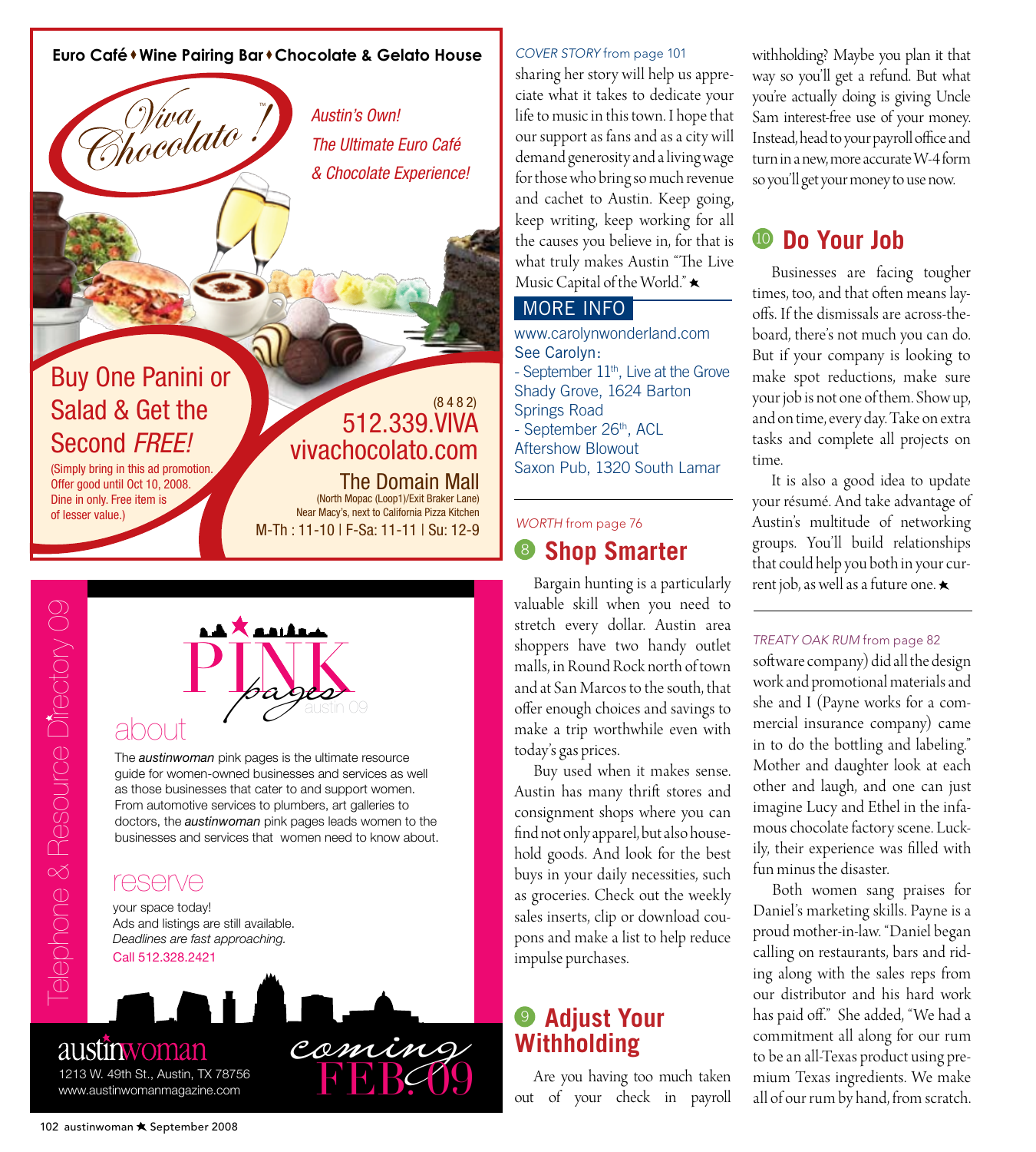Euro Café ♦ Wine Pairing Bar ♦ Chocolate & Gelato House

Viva Chocolato!™

*Austin's Own!*
*The Ultimate Euro Café*
*& Chocolate Experience!*

Buy One Panini or Salad & Get the Second *FREE!*

(Simply bring in this ad promotion. Offer good until Oct 10, 2008. Dine in only. Free item is of lesser value.)

(8482)
512.339.VIVA
vivachocolato.com

The Domain Mall
(North Mopac (Loop1)/Exit Braker Lane)
Near Macy's, next to California Pizza Kitchen
M-Th : 11-10 | F-Sa: 11-11 | Su: 12-9

Telephone & Resource Directory 09

PINK pages austin 09

about

The *austinwoman* pink pages is the ultimate resource guide for women-owned businesses and services as well as those businesses that cater to and support women. From automotive services to plumbers, art galleries to doctors, the *austinwoman* pink pages leads women to the businesses and services that women need to know about.

reserve

your space today!
Ads and listings are still available.
*Deadlines are fast approaching.*
Call 512.328.2421

austinwoman
1213 W. 49th St., Austin, TX 78756
www.austinwomanmagazine.com

coming FEB. 09

*COVER STORY* from page 101

sharing her story will help us appreciate what it takes to dedicate your life to music in this town. I hope that our support as fans and as a city will demand generosity and a living wage for those who bring so much revenue and cachet to Austin. Keep going, keep writing, keep working for all the causes you believe in, for that is what truly makes Austin "The Live Music Capital of the World." ★

MORE INFO

www.carolynwonderland.com
See Carolyn:
- September 11th, Live at the Grove
Shady Grove, 1624 Barton Springs Road
- September 26th, ACL Aftershow Blowout
Saxon Pub, 1320 South Lamar

*WORTH* from page 76

## 8 Shop Smarter

Bargain hunting is a particularly valuable skill when you need to stretch every dollar. Austin area shoppers have two handy outlet malls, in Round Rock north of town and at San Marcos to the south, that offer enough choices and savings to make a trip worthwhile even with today's gas prices.

Buy used when it makes sense. Austin has many thrift stores and consignment shops where you can find not only apparel, but also household goods. And look for the best buys in your daily necessities, such as groceries. Check out the weekly sales inserts, clip or download coupons and make a list to help reduce impulse purchases.

## 9 Adjust Your Withholding

Are you having too much taken out of your check in payroll withholding? Maybe you plan it that way so you'll get a refund. But what you're actually doing is giving Uncle Sam interest-free use of your money. Instead, head to your payroll office and turn in a new, more accurate W-4 form so you'll get your money to use now.

## 10 Do Your Job

Businesses are facing tougher times, too, and that often means layoffs. If the dismissals are across-the-board, there's not much you can do. But if your company is looking to make spot reductions, make sure your job is not one of them. Show up, and on time, every day. Take on extra tasks and complete all projects on time.

It is also a good idea to update your résumé. And take advantage of Austin's multitude of networking groups. You'll build relationships that could help you both in your current job, as well as a future one. ★

*TREATY OAK RUM* from page 82

software company) did all the design work and promotional materials and she and I (Payne works for a commercial insurance company) came in to do the bottling and labeling." Mother and daughter look at each other and laugh, and one can just imagine Lucy and Ethel in the infamous chocolate factory scene. Luckily, their experience was filled with fun minus the disaster.

Both women sang praises for Daniel's marketing skills. Payne is a proud mother-in-law. "Daniel began calling on restaurants, bars and riding along with the sales reps from our distributor and his hard work has paid off." She added, "We had a commitment all along for our rum to be an all-Texas product using premium Texas ingredients. We make all of our rum by hand, from scratch.